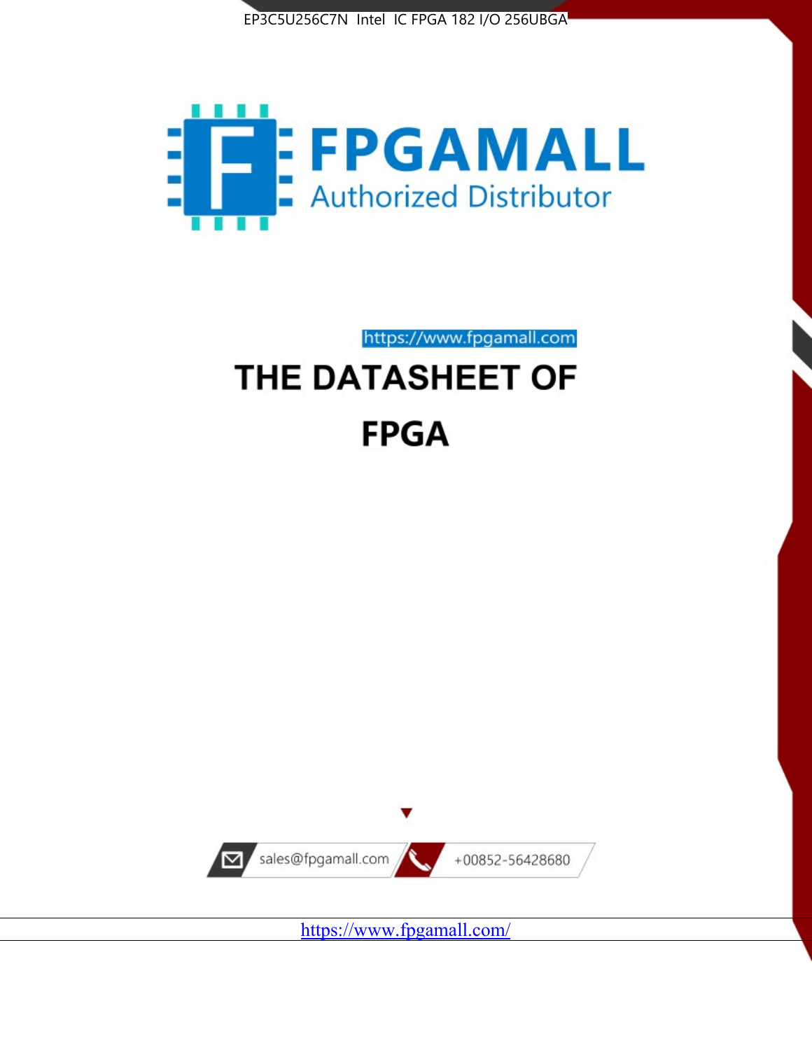EP3C5U256C7N Intel IC FPGA 182 I/O 256UBGA

FPGAMALL

Authorized Distributor

https://www.fpgamall.com

# THE DATASHEET OF

# FPGA

sales@fpgamall.com

+00852-56428680

https://www.fpgamall.com/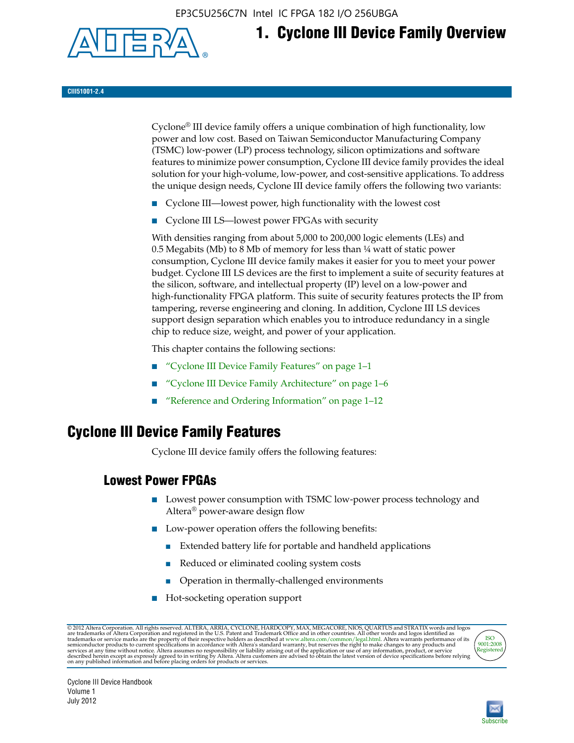# 1. Cyclone III Device Family Overview

CIII51001-2.4

Cyclone® III device family offers a unique combination of high functionality, low power and low cost. Based on Taiwan Semiconductor Manufacturing Company (TSMC) low-power (LP) process technology, silicon optimizations and software features to minimize power consumption, Cyclone III device family provides the ideal solution for your high-volume, low-power, and cost-sensitive applications. To address the unique design needs, Cyclone III device family offers the following two variants:

- Cyclone III—lowest power, high functionality with the lowest cost
- Cyclone III LS—lowest power FPGAs with security

With densities ranging from about 5,000 to 200,000 logic elements (LEs) and 0.5 Megabits (Mb) to 8 Mb of memory for less than ¼ watt of static power consumption, Cyclone III device family makes it easier for you to meet your power budget. Cyclone III LS devices are the first to implement a suite of security features at the silicon, software, and intellectual property (IP) level on a low-power and high-functionality FPGA platform. This suite of security features protects the IP from tampering, reverse engineering and cloning. In addition, Cyclone III LS devices support design separation which enables you to introduce redundancy in a single chip to reduce size, weight, and power of your application.

This chapter contains the following sections:

- "Cyclone III Device Family Features" on page 1–1
- "Cyclone III Device Family Architecture" on page 1–6
- "Reference and Ordering Information" on page 1–12

## Cyclone III Device Family Features

Cyclone III device family offers the following features:

### Lowest Power FPGAs

- Lowest power consumption with TSMC low-power process technology and Altera® power-aware design flow
- Low-power operation offers the following benefits:
  - Extended battery life for portable and handheld applications
  - Reduced or eliminated cooling system costs
  - Operation in thermally-challenged environments
- Hot-socketing operation support

© 2012 Altera Corporation. All rights reserved. ALTERA, ARRIA, CYCLONE, HARDCOPY, MAX, MEGACORE, NIOS, QUARTUS and STRATIX words and logos are trademarks of Altera Corporation and registered in the U.S. Patent and Trademark Office and in other countries. All other words and logos identified as trademarks or service marks are the property of their respective holders as described at www.altera.com/common/legal.html. Altera warrants performance of its semiconductor products to current specifications in accordance with Altera's standard warranty, but reserves the right to make changes to any products and services at any time without notice. Altera assumes no responsibility or liability arising out of the application or use of any information, product, or service described herein except as expressly agreed to in writing by Altera. Altera customers are advised to obtain the latest version of device specifications before relying on any published information and before placing orders for products or services.

Cyclone III Device Handbook
Volume 1
July 2012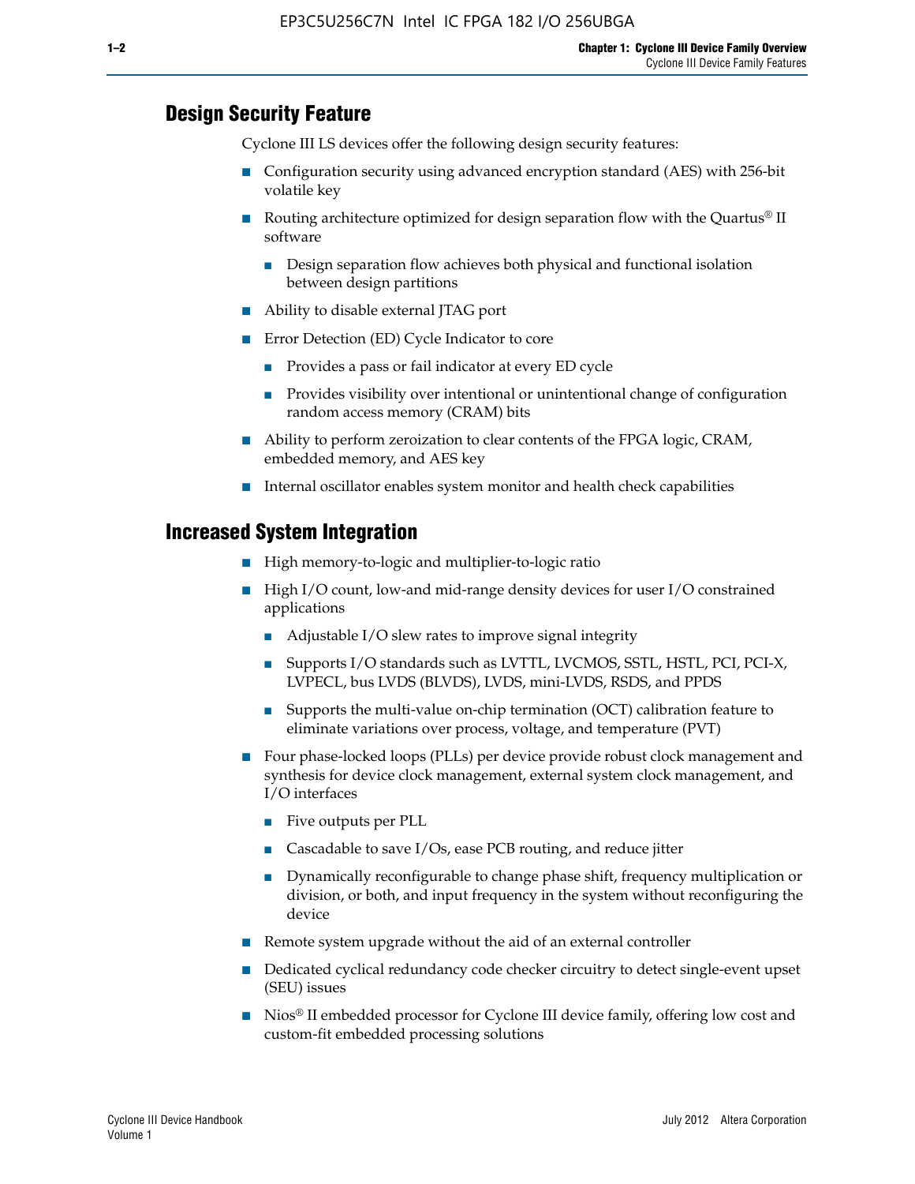## Design Security Feature

Cyclone III LS devices offer the following design security features:

- Configuration security using advanced encryption standard (AES) with 256-bit volatile key
- Routing architecture optimized for design separation flow with the Quartus® II software
  - Design separation flow achieves both physical and functional isolation between design partitions
- Ability to disable external JTAG port
- Error Detection (ED) Cycle Indicator to core
  - Provides a pass or fail indicator at every ED cycle
  - Provides visibility over intentional or unintentional change of configuration random access memory (CRAM) bits
- Ability to perform zeroization to clear contents of the FPGA logic, CRAM, embedded memory, and AES key
- Internal oscillator enables system monitor and health check capabilities

## Increased System Integration

- High memory-to-logic and multiplier-to-logic ratio
- High I/O count, low-and mid-range density devices for user I/O constrained applications
  - Adjustable I/O slew rates to improve signal integrity
  - Supports I/O standards such as LVTTL, LVCMOS, SSTL, HSTL, PCI, PCI-X, LVPECL, bus LVDS (BLVDS), LVDS, mini-LVDS, RSDS, and PPDS
  - Supports the multi-value on-chip termination (OCT) calibration feature to eliminate variations over process, voltage, and temperature (PVT)
- Four phase-locked loops (PLLs) per device provide robust clock management and synthesis for device clock management, external system clock management, and I/O interfaces
  - Five outputs per PLL
  - Cascadable to save I/Os, ease PCB routing, and reduce jitter
  - Dynamically reconfigurable to change phase shift, frequency multiplication or division, or both, and input frequency in the system without reconfiguring the device
- Remote system upgrade without the aid of an external controller
- Dedicated cyclical redundancy code checker circuitry to detect single-event upset (SEU) issues
- Nios® II embedded processor for Cyclone III device family, offering low cost and custom-fit embedded processing solutions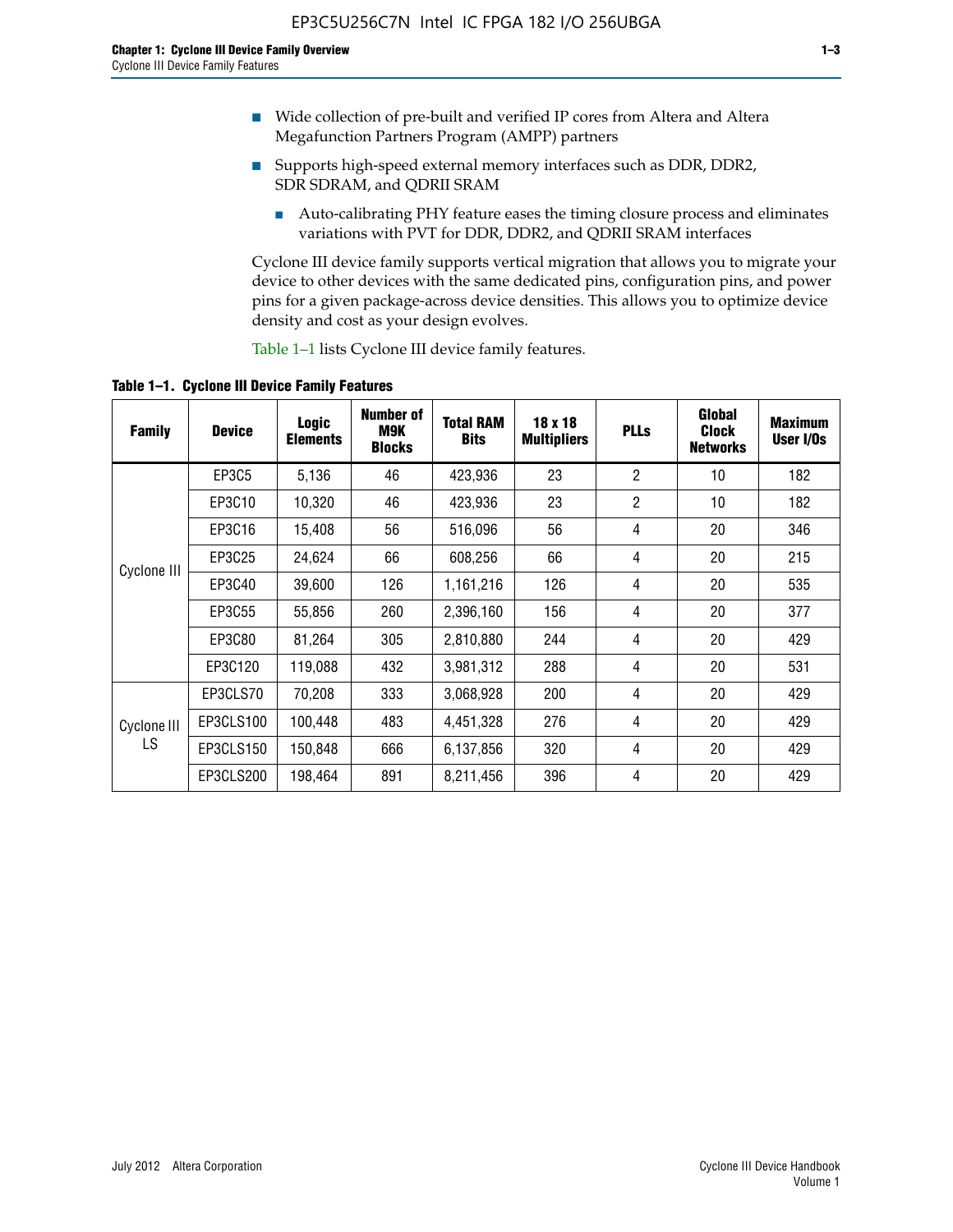- Wide collection of pre-built and verified IP cores from Altera and Altera Megafunction Partners Program (AMPP) partners
- Supports high-speed external memory interfaces such as DDR, DDR2, SDR SDRAM, and QDRII SRAM
  - Auto-calibrating PHY feature eases the timing closure process and eliminates variations with PVT for DDR, DDR2, and QDRII SRAM interfaces

Cyclone III device family supports vertical migration that allows you to migrate your device to other devices with the same dedicated pins, configuration pins, and power pins for a given package-across device densities. This allows you to optimize device density and cost as your design evolves.

Table 1–1 lists Cyclone III device family features.

**Table 1–1. Cyclone III Device Family Features**

| Family | Device | Logic Elements | Number of M9K Blocks | Total RAM Bits | 18 x 18 Multipliers | PLLs | Global Clock Networks | Maximum User I/Os |
|---|---|---|---|---|---|---|---|---|
| Cyclone III | EP3C5 | 5,136 | 46 | 423,936 | 23 | 2 | 10 | 182 |
| | EP3C10 | 10,320 | 46 | 423,936 | 23 | 2 | 10 | 182 |
| | EP3C16 | 15,408 | 56 | 516,096 | 56 | 4 | 20 | 346 |
| | EP3C25 | 24,624 | 66 | 608,256 | 66 | 4 | 20 | 215 |
| | EP3C40 | 39,600 | 126 | 1,161,216 | 126 | 4 | 20 | 535 |
| | EP3C55 | 55,856 | 260 | 2,396,160 | 156 | 4 | 20 | 377 |
| | EP3C80 | 81,264 | 305 | 2,810,880 | 244 | 4 | 20 | 429 |
| | EP3C120 | 119,088 | 432 | 3,981,312 | 288 | 4 | 20 | 531 |
| Cyclone III LS | EP3CLS70 | 70,208 | 333 | 3,068,928 | 200 | 4 | 20 | 429 |
| | EP3CLS100 | 100,448 | 483 | 4,451,328 | 276 | 4 | 20 | 429 |
| | EP3CLS150 | 150,848 | 666 | 6,137,856 | 320 | 4 | 20 | 429 |
| | EP3CLS200 | 198,464 | 891 | 8,211,456 | 396 | 4 | 20 | 429 |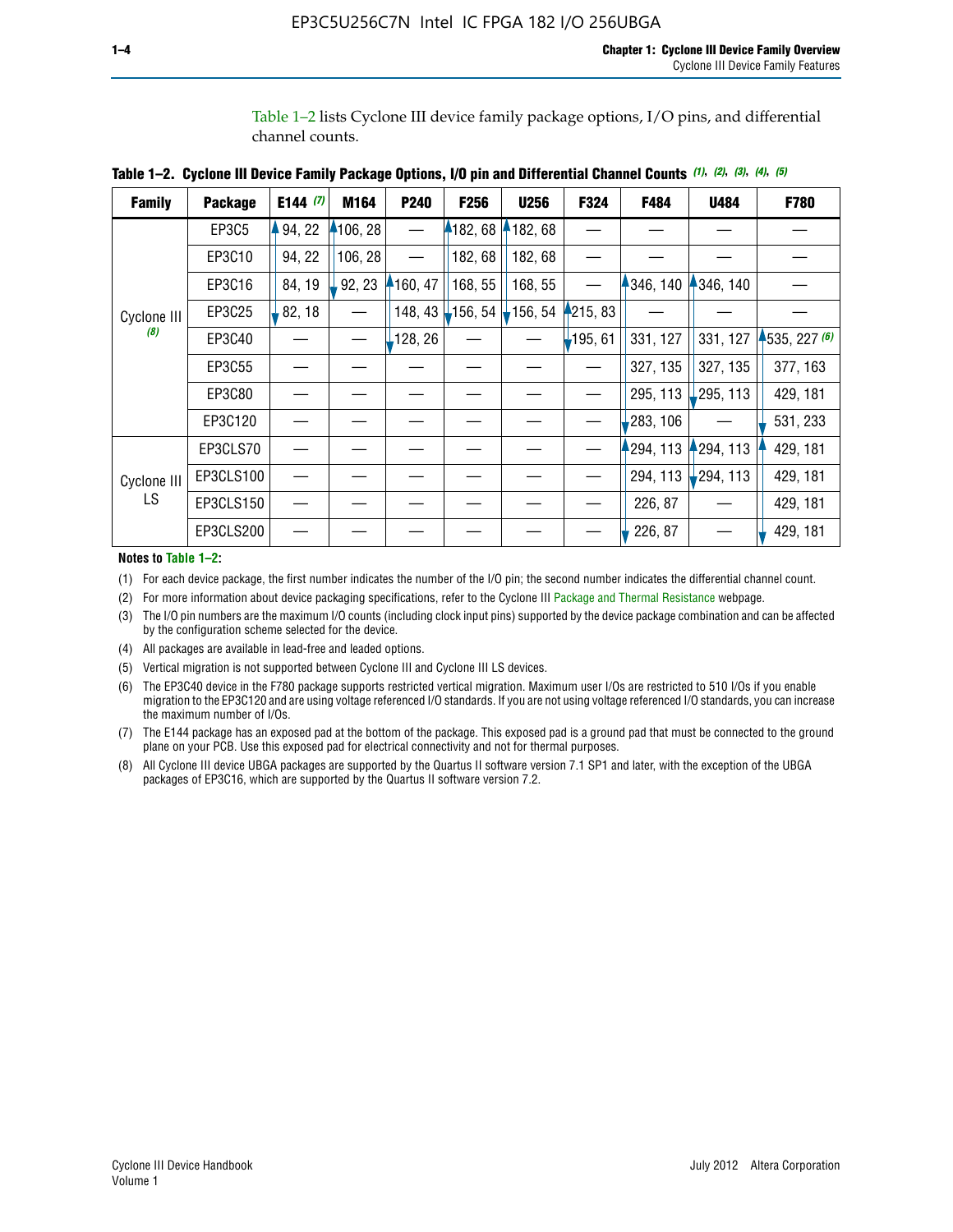Table 1–2 lists Cyclone III device family package options, I/O pins, and differential channel counts.

**Table 1–2. Cyclone III Device Family Package Options, I/O pin and Differential Channel Counts** *(1), (2), (3), (4), (5)*

| Family | Package | E144 *(7)* | M164 | P240 | F256 | U256 | F324 | F484 | U484 | F780 |
|---|---|---|---|---|---|---|---|---|---|---|
| Cyclone III *(8)* | EP3C5 | 94, 22 | 106, 28 | — | 182, 68 | 182, 68 | — | — | — | — |
| | EP3C10 | 94, 22 | 106, 28 | — | 182, 68 | 182, 68 | — | — | — | — |
| | EP3C16 | 84, 19 | 92, 23 | 160, 47 | 168, 55 | 168, 55 | — | 346, 140 | 346, 140 | — |
| | EP3C25 | 82, 18 | — | 148, 43 | 156, 54 | 156, 54 | 215, 83 | — | — | — |
| | EP3C40 | — | — | 128, 26 | — | — | 195, 61 | 331, 127 | 331, 127 | 535, 227 *(6)* |
| | EP3C55 | — | — | — | — | — | — | 327, 135 | 327, 135 | 377, 163 |
| | EP3C80 | — | — | — | — | — | — | 295, 113 | 295, 113 | 429, 181 |
| | EP3C120 | — | — | — | — | — | — | 283, 106 | — | 531, 233 |
| Cyclone III LS | EP3CLS70 | — | — | — | — | — | — | 294, 113 | 294, 113 | 429, 181 |
| | EP3CLS100 | — | — | — | — | — | — | 294, 113 | 294, 113 | 429, 181 |
| | EP3CLS150 | — | — | — | — | — | — | 226, 87 | — | 429, 181 |
| | EP3CLS200 | — | — | — | — | — | — | 226, 87 | — | 429, 181 |

**Notes to Table 1–2:**

(1) For each device package, the first number indicates the number of the I/O pin; the second number indicates the differential channel count.

(2) For more information about device packaging specifications, refer to the Cyclone III Package and Thermal Resistance webpage.

(3) The I/O pin numbers are the maximum I/O counts (including clock input pins) supported by the device package combination and can be affected by the configuration scheme selected for the device.

(4) All packages are available in lead-free and leaded options.

(5) Vertical migration is not supported between Cyclone III and Cyclone III LS devices.

(6) The EP3C40 device in the F780 package supports restricted vertical migration. Maximum user I/Os are restricted to 510 I/Os if you enable migration to the EP3C120 and are using voltage referenced I/O standards. If you are not using voltage referenced I/O standards, you can increase the maximum number of I/Os.

(7) The E144 package has an exposed pad at the bottom of the package. This exposed pad is a ground pad that must be connected to the ground plane on your PCB. Use this exposed pad for electrical connectivity and not for thermal purposes.

(8) All Cyclone III device UBGA packages are supported by the Quartus II software version 7.1 SP1 and later, with the exception of the UBGA packages of EP3C16, which are supported by the Quartus II software version 7.2.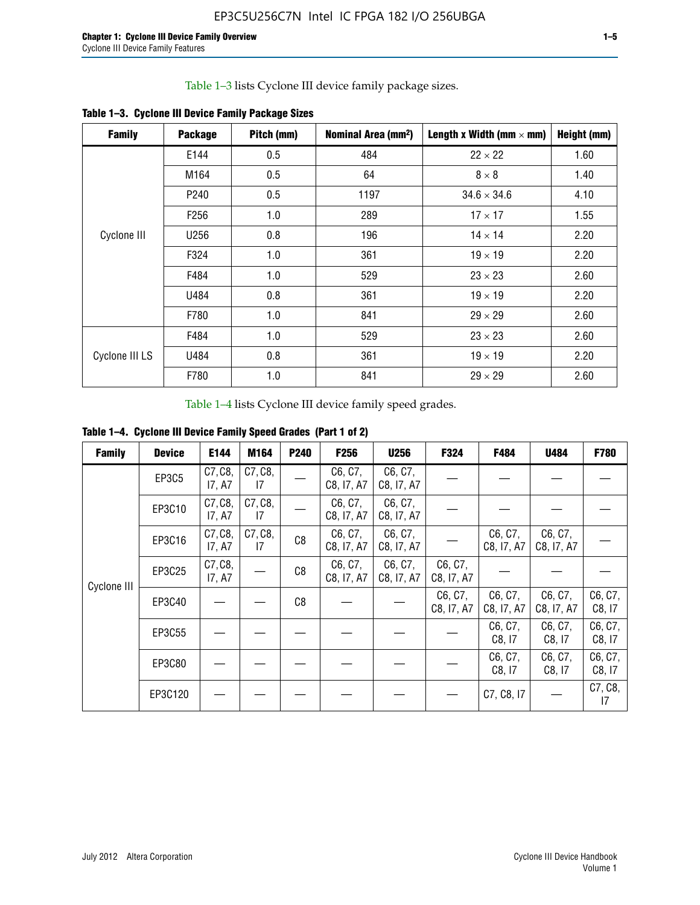Table 1–3 lists Cyclone III device family package sizes.

**Table 1–3. Cyclone III Device Family Package Sizes**

| Family | Package | Pitch (mm) | Nominal Area (mm$^2$) | Length x Width (mm × mm) | Height (mm) |
|---|---|---|---|---|---|
| Cyclone III | E144 | 0.5 | 484 | 22 × 22 | 1.60 |
| | M164 | 0.5 | 64 | 8 × 8 | 1.40 |
| | P240 | 0.5 | 1197 | 34.6 × 34.6 | 4.10 |
| | F256 | 1.0 | 289 | 17 × 17 | 1.55 |
| | U256 | 0.8 | 196 | 14 × 14 | 2.20 |
| | F324 | 1.0 | 361 | 19 × 19 | 2.20 |
| | F484 | 1.0 | 529 | 23 × 23 | 2.60 |
| | U484 | 0.8 | 361 | 19 × 19 | 2.20 |
| | F780 | 1.0 | 841 | 29 × 29 | 2.60 |
| Cyclone III LS | F484 | 1.0 | 529 | 23 × 23 | 2.60 |
| | U484 | 0.8 | 361 | 19 × 19 | 2.20 |
| | F780 | 1.0 | 841 | 29 × 29 | 2.60 |

Table 1–4 lists Cyclone III device family speed grades.

**Table 1–4. Cyclone III Device Family Speed Grades (Part 1 of 2)**

| Family | Device | E144 | M164 | P240 | F256 | U256 | F324 | F484 | U484 | F780 |
|---|---|---|---|---|---|---|---|---|---|---|
| Cyclone III | EP3C5 | C7, C8, I7, A7 | C7, C8, I7 | — | C6, C7, C8, I7, A7 | C6, C7, C8, I7, A7 | — | — | — | — |
| | EP3C10 | C7, C8, I7, A7 | C7, C8, I7 | — | C6, C7, C8, I7, A7 | C6, C7, C8, I7, A7 | — | — | — | — |
| | EP3C16 | C7, C8, I7, A7 | C7, C8, I7 | C8 | C6, C7, C8, I7, A7 | C6, C7, C8, I7, A7 | — | C6, C7, C8, I7, A7 | C6, C7, C8, I7, A7 | — |
| | EP3C25 | C7, C8, I7, A7 | — | C8 | C6, C7, C8, I7, A7 | C6, C7, C8, I7, A7 | C6, C7, C8, I7, A7 | — | — | — |
| | EP3C40 | — | — | C8 | — | — | C6, C7, C8, I7, A7 | C6, C7, C8, I7, A7 | C6, C7, C8, I7, A7 | C6, C7, C8, I7 |
| | EP3C55 | — | — | — | — | — | — | C6, C7, C8, I7 | C6, C7, C8, I7 | C6, C7, C8, I7 |
| | EP3C80 | — | — | — | — | — | — | C6, C7, C8, I7 | C6, C7, C8, I7 | C6, C7, C8, I7 |
| | EP3C120 | — | — | — | — | — | — | C7, C8, I7 | — | C7, C8, I7 |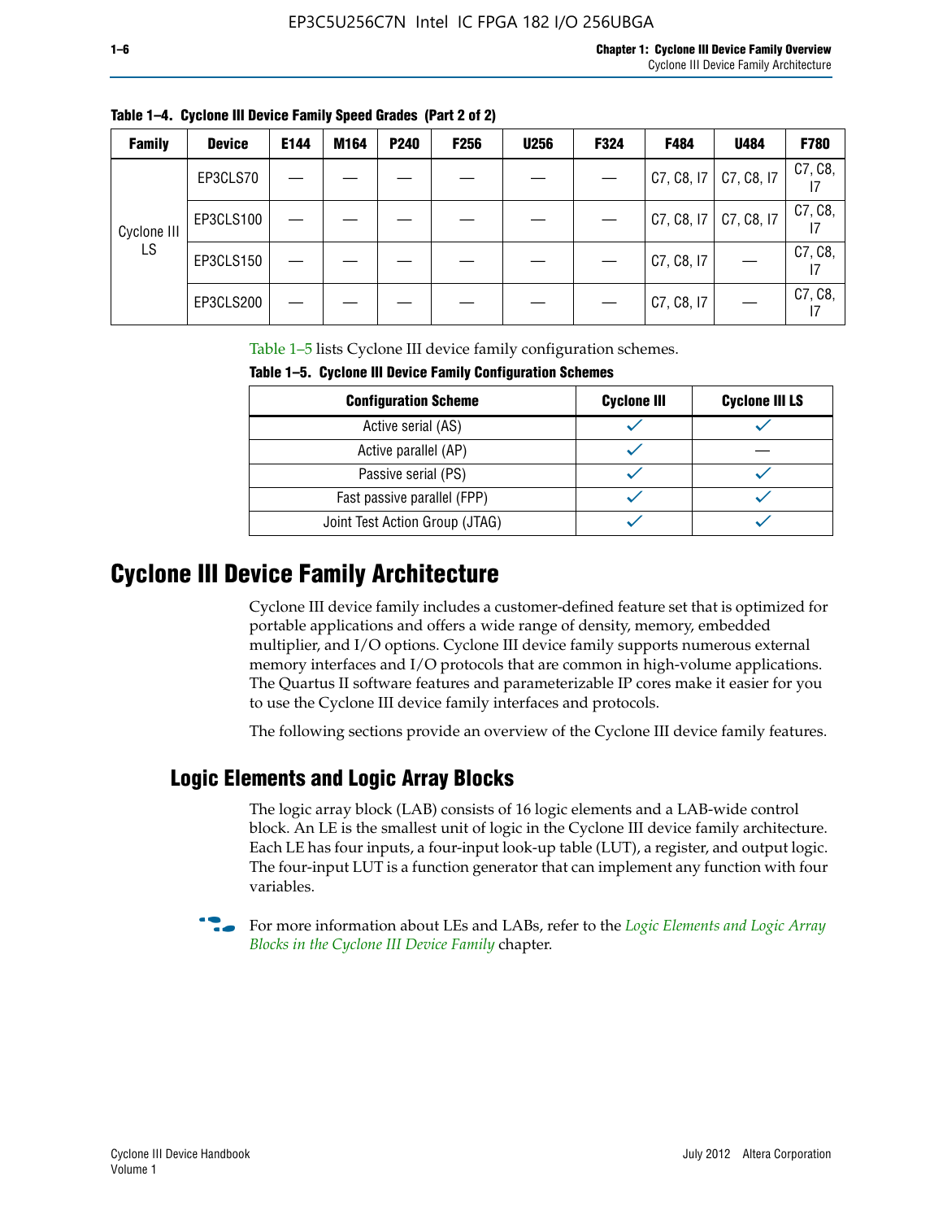**Table 1–4. Cyclone III Device Family Speed Grades (Part 2 of 2)**

| Family | Device | E144 | M164 | P240 | F256 | U256 | F324 | F484 | U484 | F780 |
|---|---|---|---|---|---|---|---|---|---|---|
| Cyclone III LS | EP3CLS70 | — | — | — | — | — | — | C7, C8, I7 | C7, C8, I7 | C7, C8, I7 |
| | EP3CLS100 | — | — | — | — | — | — | C7, C8, I7 | C7, C8, I7 | C7, C8, I7 |
| | EP3CLS150 | — | — | — | — | — | — | C7, C8, I7 | — | C7, C8, I7 |
| | EP3CLS200 | — | — | — | — | — | — | C7, C8, I7 | — | C7, C8, I7 |

Table 1–5 lists Cyclone III device family configuration schemes.

**Table 1–5. Cyclone III Device Family Configuration Schemes**

| Configuration Scheme | Cyclone III | Cyclone III LS |
|---|---|---|
| Active serial (AS) | ✓ | ✓ |
| Active parallel (AP) | ✓ | — |
| Passive serial (PS) | ✓ | ✓ |
| Fast passive parallel (FPP) | ✓ | ✓ |
| Joint Test Action Group (JTAG) | ✓ | ✓ |

# Cyclone III Device Family Architecture

Cyclone III device family includes a customer-defined feature set that is optimized for portable applications and offers a wide range of density, memory, embedded multiplier, and I/O options. Cyclone III device family supports numerous external memory interfaces and I/O protocols that are common in high-volume applications. The Quartus II software features and parameterizable IP cores make it easier for you to use the Cyclone III device family interfaces and protocols.

The following sections provide an overview of the Cyclone III device family features.

## Logic Elements and Logic Array Blocks

The logic array block (LAB) consists of 16 logic elements and a LAB-wide control block. An LE is the smallest unit of logic in the Cyclone III device family architecture. Each LE has four inputs, a four-input look-up table (LUT), a register, and output logic. The four-input LUT is a function generator that can implement any function with four variables.

For more information about LEs and LABs, refer to the *Logic Elements and Logic Array Blocks in the Cyclone III Device Family* chapter.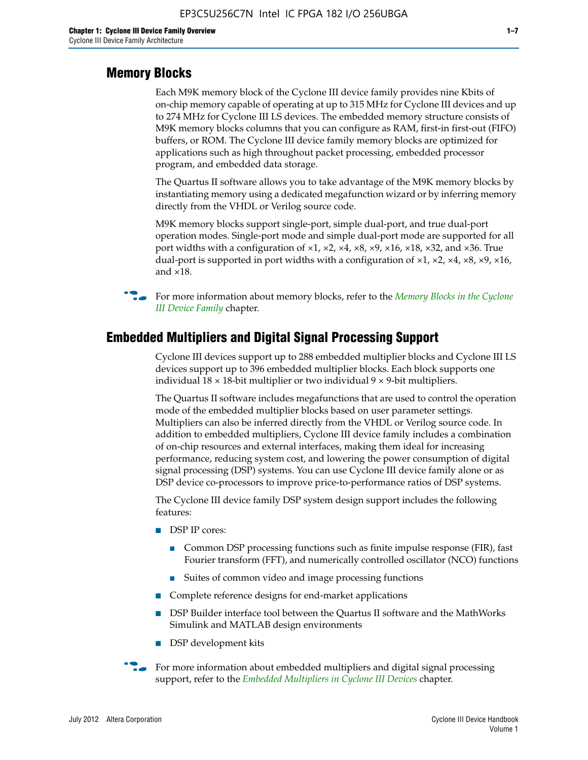## Memory Blocks

Each M9K memory block of the Cyclone III device family provides nine Kbits of on-chip memory capable of operating at up to 315 MHz for Cyclone III devices and up to 274 MHz for Cyclone III LS devices. The embedded memory structure consists of M9K memory blocks columns that you can configure as RAM, first-in first-out (FIFO) buffers, or ROM. The Cyclone III device family memory blocks are optimized for applications such as high throughout packet processing, embedded processor program, and embedded data storage.

The Quartus II software allows you to take advantage of the M9K memory blocks by instantiating memory using a dedicated megafunction wizard or by inferring memory directly from the VHDL or Verilog source code.

M9K memory blocks support single-port, simple dual-port, and true dual-port operation modes. Single-port mode and simple dual-port mode are supported for all port widths with a configuration of ×1, ×2, ×4, ×8, ×9, ×16, ×18, ×32, and ×36. True dual-port is supported in port widths with a configuration of ×1, ×2, ×4, ×8, ×9, ×16, and ×18.

For more information about memory blocks, refer to the *Memory Blocks in the Cyclone III Device Family* chapter.

## Embedded Multipliers and Digital Signal Processing Support

Cyclone III devices support up to 288 embedded multiplier blocks and Cyclone III LS devices support up to 396 embedded multiplier blocks. Each block supports one individual 18 × 18-bit multiplier or two individual 9 × 9-bit multipliers.

The Quartus II software includes megafunctions that are used to control the operation mode of the embedded multiplier blocks based on user parameter settings. Multipliers can also be inferred directly from the VHDL or Verilog source code. In addition to embedded multipliers, Cyclone III device family includes a combination of on-chip resources and external interfaces, making them ideal for increasing performance, reducing system cost, and lowering the power consumption of digital signal processing (DSP) systems. You can use Cyclone III device family alone or as DSP device co-processors to improve price-to-performance ratios of DSP systems.

The Cyclone III device family DSP system design support includes the following features:

- DSP IP cores:
  - Common DSP processing functions such as finite impulse response (FIR), fast Fourier transform (FFT), and numerically controlled oscillator (NCO) functions
  - Suites of common video and image processing functions
- Complete reference designs for end-market applications
- DSP Builder interface tool between the Quartus II software and the MathWorks Simulink and MATLAB design environments
- DSP development kits

For more information about embedded multipliers and digital signal processing support, refer to the *Embedded Multipliers in Cyclone III Devices* chapter.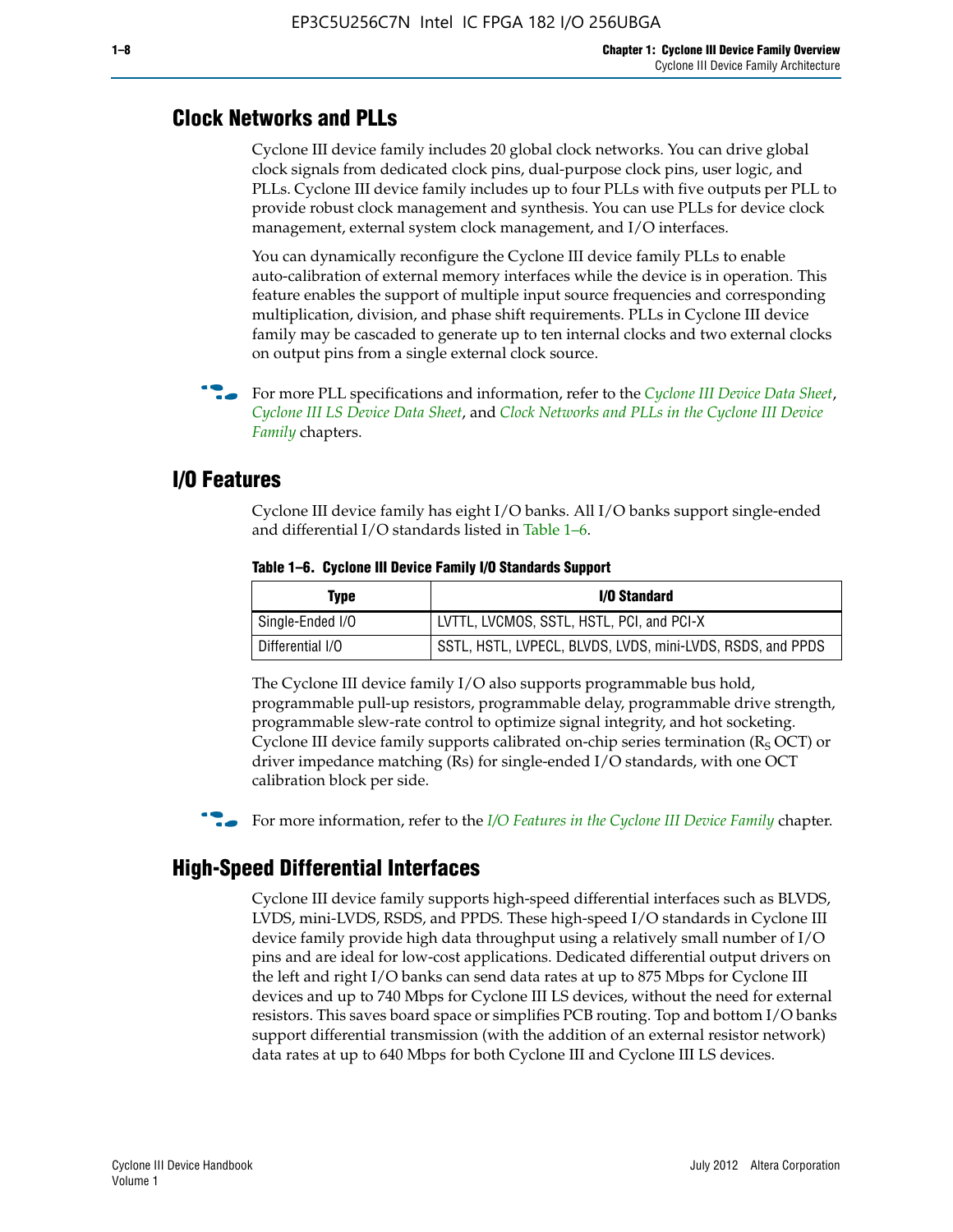## Clock Networks and PLLs

Cyclone III device family includes 20 global clock networks. You can drive global clock signals from dedicated clock pins, dual-purpose clock pins, user logic, and PLLs. Cyclone III device family includes up to four PLLs with five outputs per PLL to provide robust clock management and synthesis. You can use PLLs for device clock management, external system clock management, and I/O interfaces.

You can dynamically reconfigure the Cyclone III device family PLLs to enable auto-calibration of external memory interfaces while the device is in operation. This feature enables the support of multiple input source frequencies and corresponding multiplication, division, and phase shift requirements. PLLs in Cyclone III device family may be cascaded to generate up to ten internal clocks and two external clocks on output pins from a single external clock source.

For more PLL specifications and information, refer to the *Cyclone III Device Data Sheet*, *Cyclone III LS Device Data Sheet*, and *Clock Networks and PLLs in the Cyclone III Device Family* chapters.

## I/O Features

Cyclone III device family has eight I/O banks. All I/O banks support single-ended and differential I/O standards listed in Table 1–6.

**Table 1–6. Cyclone III Device Family I/O Standards Support**

| Type | I/O Standard |
|---|---|
| Single-Ended I/O | LVTTL, LVCMOS, SSTL, HSTL, PCI, and PCI-X |
| Differential I/O | SSTL, HSTL, LVPECL, BLVDS, LVDS, mini-LVDS, RSDS, and PPDS |

The Cyclone III device family I/O also supports programmable bus hold, programmable pull-up resistors, programmable delay, programmable drive strength, programmable slew-rate control to optimize signal integrity, and hot socketing. Cyclone III device family supports calibrated on-chip series termination ($R_S$ OCT) or driver impedance matching (Rs) for single-ended I/O standards, with one OCT calibration block per side.

For more information, refer to the *I/O Features in the Cyclone III Device Family* chapter.

## High-Speed Differential Interfaces

Cyclone III device family supports high-speed differential interfaces such as BLVDS, LVDS, mini-LVDS, RSDS, and PPDS. These high-speed I/O standards in Cyclone III device family provide high data throughput using a relatively small number of I/O pins and are ideal for low-cost applications. Dedicated differential output drivers on the left and right I/O banks can send data rates at up to 875 Mbps for Cyclone III devices and up to 740 Mbps for Cyclone III LS devices, without the need for external resistors. This saves board space or simplifies PCB routing. Top and bottom I/O banks support differential transmission (with the addition of an external resistor network) data rates at up to 640 Mbps for both Cyclone III and Cyclone III LS devices.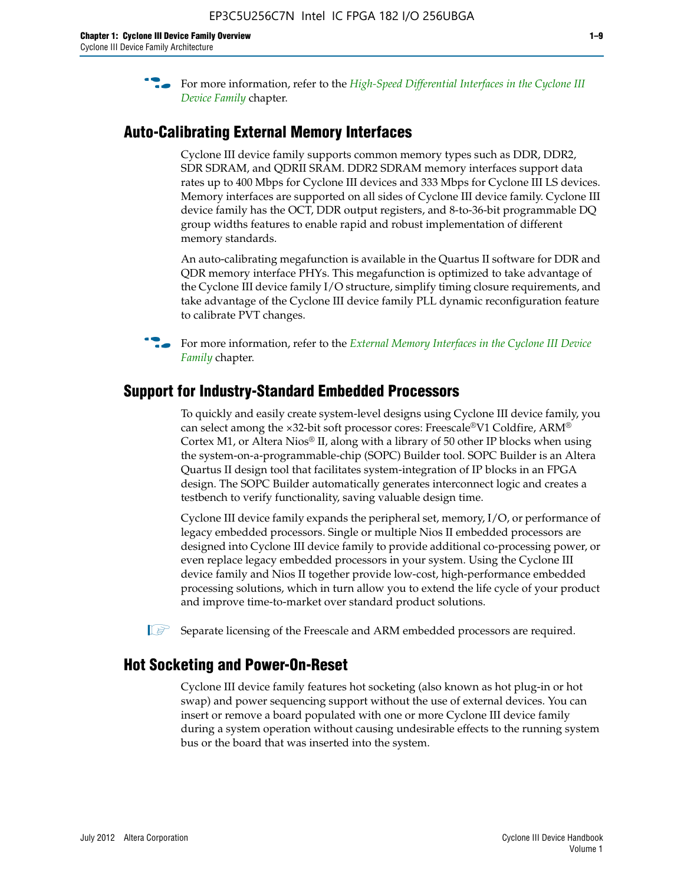For more information, refer to the *High-Speed Differential Interfaces in the Cyclone III Device Family* chapter.

## Auto-Calibrating External Memory Interfaces

Cyclone III device family supports common memory types such as DDR, DDR2, SDR SDRAM, and QDRII SRAM. DDR2 SDRAM memory interfaces support data rates up to 400 Mbps for Cyclone III devices and 333 Mbps for Cyclone III LS devices. Memory interfaces are supported on all sides of Cyclone III device family. Cyclone III device family has the OCT, DDR output registers, and 8-to-36-bit programmable DQ group widths features to enable rapid and robust implementation of different memory standards.

An auto-calibrating megafunction is available in the Quartus II software for DDR and QDR memory interface PHYs. This megafunction is optimized to take advantage of the Cyclone III device family I/O structure, simplify timing closure requirements, and take advantage of the Cyclone III device family PLL dynamic reconfiguration feature to calibrate PVT changes.

For more information, refer to the *External Memory Interfaces in the Cyclone III Device Family* chapter.

## Support for Industry-Standard Embedded Processors

To quickly and easily create system-level designs using Cyclone III device family, you can select among the ×32-bit soft processor cores: Freescale®V1 Coldfire, ARM® Cortex M1, or Altera Nios® II, along with a library of 50 other IP blocks when using the system-on-a-programmable-chip (SOPC) Builder tool. SOPC Builder is an Altera Quartus II design tool that facilitates system-integration of IP blocks in an FPGA design. The SOPC Builder automatically generates interconnect logic and creates a testbench to verify functionality, saving valuable design time.

Cyclone III device family expands the peripheral set, memory, I/O, or performance of legacy embedded processors. Single or multiple Nios II embedded processors are designed into Cyclone III device family to provide additional co-processing power, or even replace legacy embedded processors in your system. Using the Cyclone III device family and Nios II together provide low-cost, high-performance embedded processing solutions, which in turn allow you to extend the life cycle of your product and improve time-to-market over standard product solutions.

Separate licensing of the Freescale and ARM embedded processors are required.

## Hot Socketing and Power-On-Reset

Cyclone III device family features hot socketing (also known as hot plug-in or hot swap) and power sequencing support without the use of external devices. You can insert or remove a board populated with one or more Cyclone III device family during a system operation without causing undesirable effects to the running system bus or the board that was inserted into the system.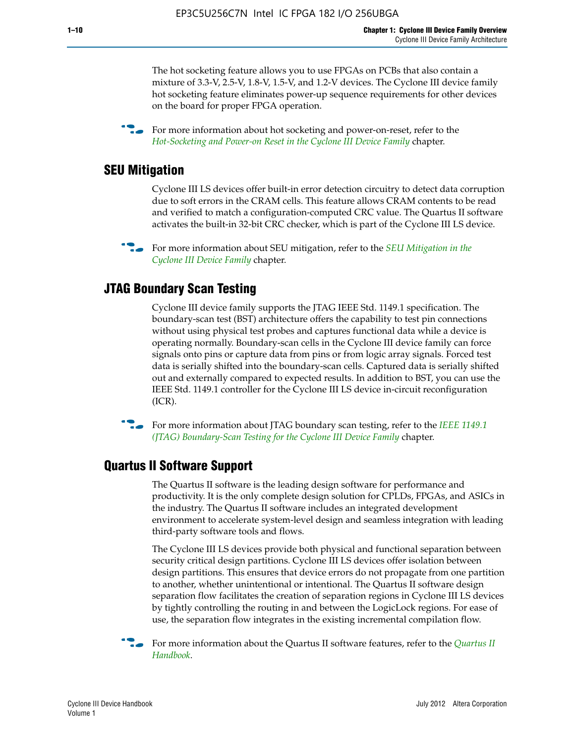The hot socketing feature allows you to use FPGAs on PCBs that also contain a mixture of 3.3-V, 2.5-V, 1.8-V, 1.5-V, and 1.2-V devices. The Cyclone III device family hot socketing feature eliminates power-up sequence requirements for other devices on the board for proper FPGA operation.

For more information about hot socketing and power-on-reset, refer to the *Hot-Socketing and Power-on Reset in the Cyclone III Device Family* chapter.

## SEU Mitigation

Cyclone III LS devices offer built-in error detection circuitry to detect data corruption due to soft errors in the CRAM cells. This feature allows CRAM contents to be read and verified to match a configuration-computed CRC value. The Quartus II software activates the built-in 32-bit CRC checker, which is part of the Cyclone III LS device.

For more information about SEU mitigation, refer to the *SEU Mitigation in the Cyclone III Device Family* chapter.

## JTAG Boundary Scan Testing

Cyclone III device family supports the JTAG IEEE Std. 1149.1 specification. The boundary-scan test (BST) architecture offers the capability to test pin connections without using physical test probes and captures functional data while a device is operating normally. Boundary-scan cells in the Cyclone III device family can force signals onto pins or capture data from pins or from logic array signals. Forced test data is serially shifted into the boundary-scan cells. Captured data is serially shifted out and externally compared to expected results. In addition to BST, you can use the IEEE Std. 1149.1 controller for the Cyclone III LS device in-circuit reconfiguration (ICR).

For more information about JTAG boundary scan testing, refer to the *IEEE 1149.1 (JTAG) Boundary-Scan Testing for the Cyclone III Device Family* chapter.

## Quartus II Software Support

The Quartus II software is the leading design software for performance and productivity. It is the only complete design solution for CPLDs, FPGAs, and ASICs in the industry. The Quartus II software includes an integrated development environment to accelerate system-level design and seamless integration with leading third-party software tools and flows.

The Cyclone III LS devices provide both physical and functional separation between security critical design partitions. Cyclone III LS devices offer isolation between design partitions. This ensures that device errors do not propagate from one partition to another, whether unintentional or intentional. The Quartus II software design separation flow facilitates the creation of separation regions in Cyclone III LS devices by tightly controlling the routing in and between the LogicLock regions. For ease of use, the separation flow integrates in the existing incremental compilation flow.

For more information about the Quartus II software features, refer to the *Quartus II Handbook*.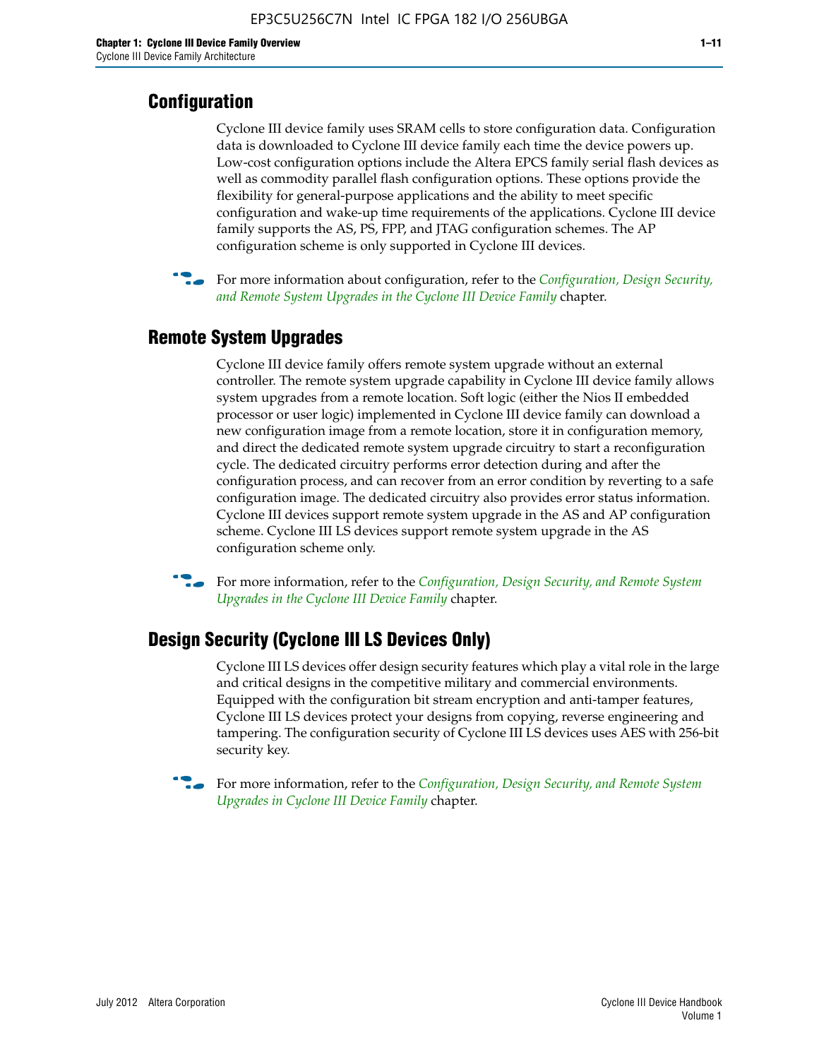## Configuration

Cyclone III device family uses SRAM cells to store configuration data. Configuration data is downloaded to Cyclone III device family each time the device powers up. Low-cost configuration options include the Altera EPCS family serial flash devices as well as commodity parallel flash configuration options. These options provide the flexibility for general-purpose applications and the ability to meet specific configuration and wake-up time requirements of the applications. Cyclone III device family supports the AS, PS, FPP, and JTAG configuration schemes. The AP configuration scheme is only supported in Cyclone III devices.

For more information about configuration, refer to the *Configuration, Design Security, and Remote System Upgrades in the Cyclone III Device Family* chapter.

## Remote System Upgrades

Cyclone III device family offers remote system upgrade without an external controller. The remote system upgrade capability in Cyclone III device family allows system upgrades from a remote location. Soft logic (either the Nios II embedded processor or user logic) implemented in Cyclone III device family can download a new configuration image from a remote location, store it in configuration memory, and direct the dedicated remote system upgrade circuitry to start a reconfiguration cycle. The dedicated circuitry performs error detection during and after the configuration process, and can recover from an error condition by reverting to a safe configuration image. The dedicated circuitry also provides error status information. Cyclone III devices support remote system upgrade in the AS and AP configuration scheme. Cyclone III LS devices support remote system upgrade in the AS configuration scheme only.

For more information, refer to the *Configuration, Design Security, and Remote System Upgrades in the Cyclone III Device Family* chapter.

## Design Security (Cyclone III LS Devices Only)

Cyclone III LS devices offer design security features which play a vital role in the large and critical designs in the competitive military and commercial environments. Equipped with the configuration bit stream encryption and anti-tamper features, Cyclone III LS devices protect your designs from copying, reverse engineering and tampering. The configuration security of Cyclone III LS devices uses AES with 256-bit security key.

For more information, refer to the *Configuration, Design Security, and Remote System Upgrades in Cyclone III Device Family* chapter.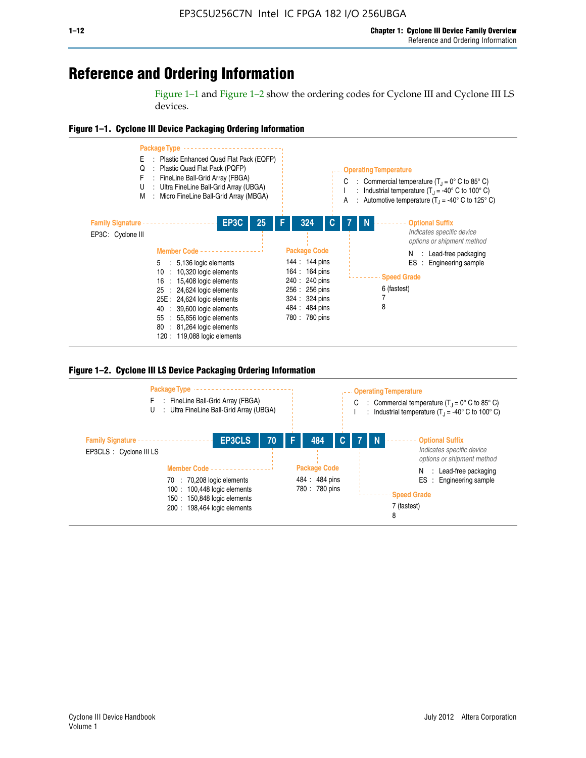# Reference and Ordering Information

Figure 1–1 and Figure 1–2 show the ordering codes for Cyclone III and Cyclone III LS devices.

**Figure 1–1. Cyclone III Device Packaging Ordering Information**

| EP3C | 25 | F | 324 | C | 7 | N |
|---|---|---|---|---|---|---|

**Family Signature**
- EP3C : Cyclone III

**Member Code**
- 5 : 5,136 logic elements
- 10 : 10,320 logic elements
- 16 : 15,408 logic elements
- 25 : 24,624 logic elements
- 25E : 24,624 logic elements
- 40 : 39,600 logic elements
- 55 : 55,856 logic elements
- 80 : 81,264 logic elements
- 120 : 119,088 logic elements

**Package Type**
- E : Plastic Enhanced Quad Flat Pack (EQFP)
- Q : Plastic Quad Flat Pack (PQFP)
- F : FineLine Ball-Grid Array (FBGA)
- U : Ultra FineLine Ball-Grid Array (UBGA)
- M : Micro FineLine Ball-Grid Array (MBGA)

**Package Code**
- 144 : 144 pins
- 164 : 164 pins
- 240 : 240 pins
- 256 : 256 pins
- 324 : 324 pins
- 484 : 484 pins
- 780 : 780 pins

**Operating Temperature**
- C : Commercial temperature ($T_J$ = 0° C to 85° C)
- I : Industrial temperature ($T_J$ = -40° C to 100° C)
- A : Automotive temperature ($T_J$ = -40° C to 125° C)

**Speed Grade**
- 6 (fastest)
- 7
- 8

**Optional Suffix**

*Indicates specific device options or shipment method*
- N : Lead-free packaging
- ES : Engineering sample

**Figure 1–2. Cyclone III LS Device Packaging Ordering Information**

| EP3CLS | 70 | F | 484 | C | 7 | N |
|---|---|---|---|---|---|---|

**Family Signature**
- EP3CLS : Cyclone III LS

**Member Code**
- 70 : 70,208 logic elements
- 100 : 100,448 logic elements
- 150 : 150,848 logic elements
- 200 : 198,464 logic elements

**Package Type**
- F : FineLine Ball-Grid Array (FBGA)
- U : Ultra FineLine Ball-Grid Array (UBGA)

**Package Code**
- 484 : 484 pins
- 780 : 780 pins

**Operating Temperature**
- C : Commercial temperature ($T_J$ = 0° C to 85° C)
- I : Industrial temperature ($T_J$ = -40° C to 100° C)

**Speed Grade**
- 7 (fastest)
- 8

**Optional Suffix**

*Indicates specific device options or shipment method*
- N : Lead-free packaging
- ES : Engineering sample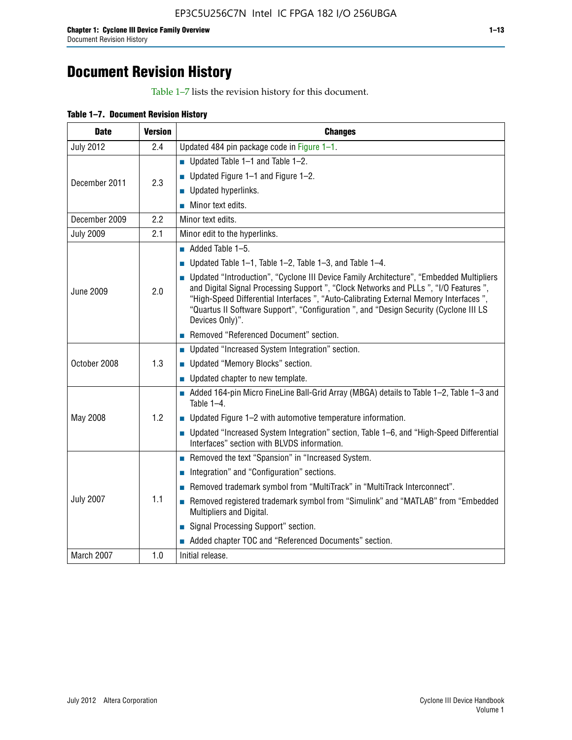# Document Revision History

Table 1–7 lists the revision history for this document.

**Table 1–7. Document Revision History**

| Date | Version | Changes |
|---|---|---|
| July 2012 | 2.4 | Updated 484 pin package code in Figure 1–1. |
| December 2011 | 2.3 | ■ Updated Table 1–1 and Table 1–2.<br>■ Updated Figure 1–1 and Figure 1–2.<br>■ Updated hyperlinks.<br>■ Minor text edits. |
| December 2009 | 2.2 | Minor text edits. |
| July 2009 | 2.1 | Minor edit to the hyperlinks. |
| June 2009 | 2.0 | ■ Added Table 1–5.<br>■ Updated Table 1–1, Table 1–2, Table 1–3, and Table 1–4.<br>■ Updated “Introduction”, “Cyclone III Device Family Architecture”, “Embedded Multipliers and Digital Signal Processing Support ”, “Clock Networks and PLLs ”, “I/O Features ”, “High-Speed Differential Interfaces ”, “Auto-Calibrating External Memory Interfaces ”, “Quartus II Software Support”, “Configuration ”, and “Design Security (Cyclone III LS Devices Only)”.<br>■ Removed “Referenced Document” section. |
| October 2008 | 1.3 | ■ Updated “Increased System Integration” section.<br>■ Updated “Memory Blocks” section.<br>■ Updated chapter to new template. |
| May 2008 | 1.2 | ■ Added 164-pin Micro FineLine Ball-Grid Array (MBGA) details to Table 1–2, Table 1–3 and Table 1–4.<br>■ Updated Figure 1–2 with automotive temperature information.<br>■ Updated “Increased System Integration” section, Table 1–6, and “High-Speed Differential Interfaces” section with BLVDS information. |
| July 2007 | 1.1 | ■ Removed the text “Spansion” in “Increased System.<br>■ Integration” and “Configuration” sections.<br>■ Removed trademark symbol from “MultiTrack” in “MultiTrack Interconnect”.<br>■ Removed registered trademark symbol from “Simulink” and “MATLAB” from “Embedded Multipliers and Digital.<br>■ Signal Processing Support” section.<br>■ Added chapter TOC and “Referenced Documents” section. |
| March 2007 | 1.0 | Initial release. |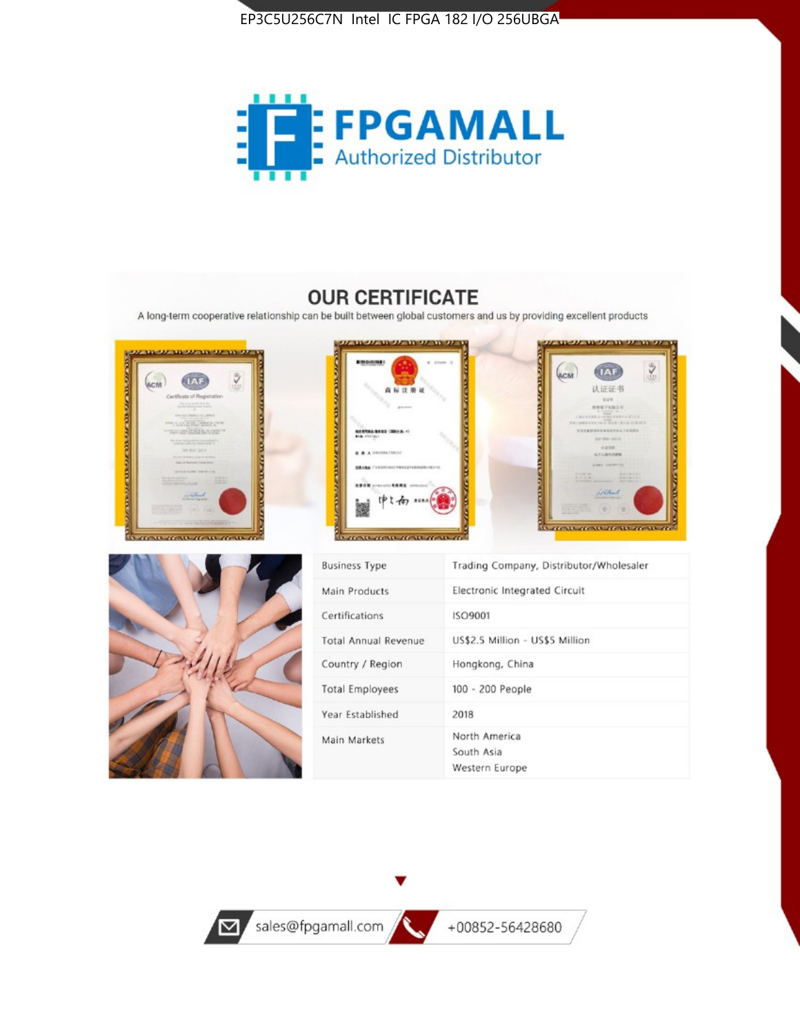# FPGAMALL

Authorized Distributor

## OUR CERTIFICATE

A long-term cooperative relationship can be built between global customers and us by providing excellent products

| | |
|---|---|
| Business Type | Trading Company, Distributor/Wholesaler |
| Main Products | Electronic Integrated Circuit |
| Certifications | ISO9001 |
| Total Annual Revenue | US$2.5 Million - US$5 Million |
| Country / Region | Hongkong, China |
| Total Employees | 100 - 200 People |
| Year Established | 2018 |
| Main Markets | North America<br>South Asia<br>Western Europe |

sales@fpgamall.com

+00852-56428680